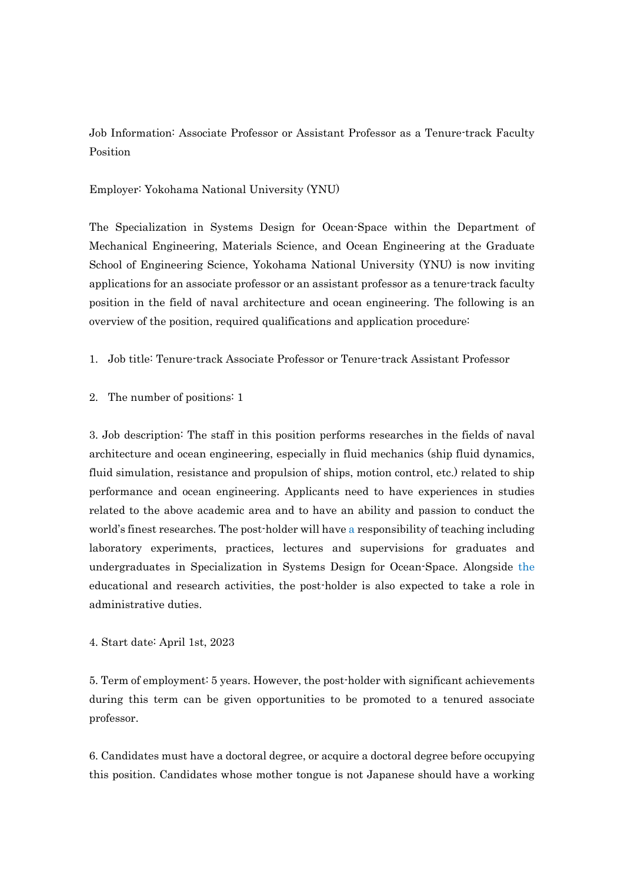Job Information: Associate Professor or Assistant Professor as a Tenure-track Faculty Position

Employer: Yokohama National University (YNU)

The Specialization in Systems Design for Ocean-Space within the Department of Mechanical Engineering, Materials Science, and Ocean Engineering at the Graduate School of Engineering Science, Yokohama National University (YNU) is now inviting applications for an associate professor or an assistant professor as a tenure-track faculty position in the field of naval architecture and ocean engineering. The following is an overview of the position, required qualifications and application procedure:

1. Job title: Tenure-track Associate Professor or Tenure-track Assistant Professor

2. The number of positions: 1

3. Job description: The staff in this position performs researches in the fields of naval architecture and ocean engineering, especially in fluid mechanics (ship fluid dynamics, fluid simulation, resistance and propulsion of ships, motion control, etc.) related to ship performance and ocean engineering. Applicants need to have experiences in studies related to the above academic area and to have an ability and passion to conduct the world's finest researches. The post-holder will have a responsibility of teaching including laboratory experiments, practices, lectures and supervisions for graduates and undergraduates in Specialization in Systems Design for Ocean-Space. Alongside the educational and research activities, the post-holder is also expected to take a role in administrative duties.

4. Start date: April 1st, 2023

5. Term of employment: 5 years. However, the post-holder with significant achievements during this term can be given opportunities to be promoted to a tenured associate professor.

6. Candidates must have a doctoral degree, or acquire a doctoral degree before occupying this position. Candidates whose mother tongue is not Japanese should have a working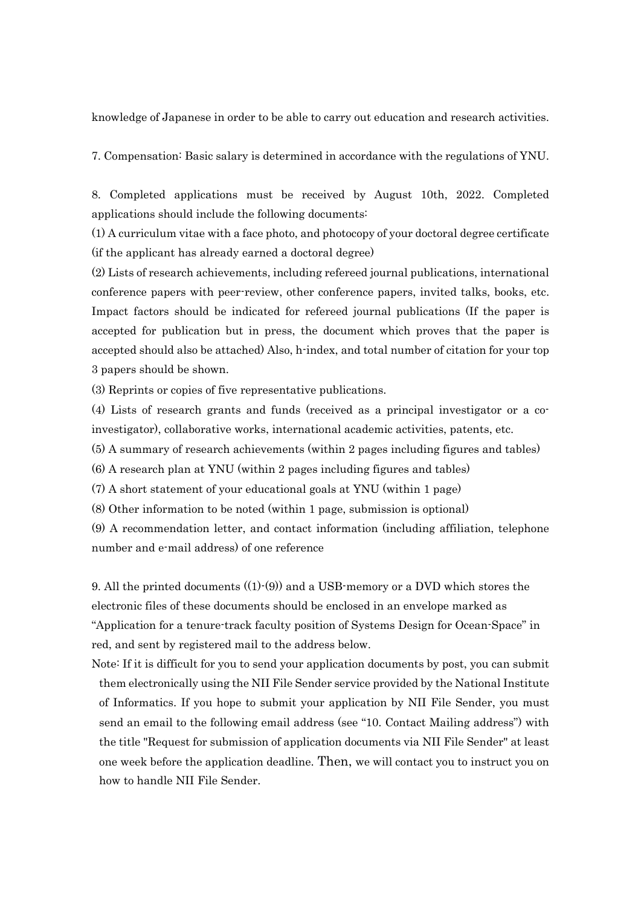knowledge of Japanese in order to be able to carry out education and research activities.

7. Compensation: Basic salary is determined in accordance with the regulations of YNU.

8. Completed applications must be received by August 10th, 2022. Completed applications should include the following documents:

(1) A curriculum vitae with a face photo, and photocopy of your doctoral degree certificate (if the applicant has already earned a doctoral degree)

(2) Lists of research achievements, including refereed journal publications, international conference papers with peer-review, other conference papers, invited talks, books, etc. Impact factors should be indicated for refereed journal publications (If the paper is accepted for publication but in press, the document which proves that the paper is accepted should also be attached) Also, h-index, and total number of citation for your top 3 papers should be shown.

(3) Reprints or copies of five representative publications.

(4) Lists of research grants and funds (received as a principal investigator or a co-investigator), collaborative works, international academic activities, patents, etc.

(5) A summary of research achievements (within 2 pages including figures and tables)

(6) A research plan at YNU (within 2 pages including figures and tables)

(7) A short statement of your educational goals at YNU (within 1 page)

(8) Other information to be noted (within 1 page, submission is optional)

(9) A recommendation letter, and contact information (including affiliation, telephone number and e-mail address) of one reference

9. All the printed documents ((1)-(9)) and a USB-memory or a DVD which stores the electronic files of these documents should be enclosed in an envelope marked as "Application for a tenure-track faculty position of Systems Design for Ocean-Space" in red, and sent by registered mail to the address below.

Note: If it is difficult for you to send your application documents by post, you can submit them electronically using the NII File Sender service provided by the National Institute of Informatics. If you hope to submit your application by NII File Sender, you must send an email to the following email address (see "10. Contact Mailing address") with the title "Request for submission of application documents via NII File Sender" at least one week before the application deadline. Then, we will contact you to instruct you on how to handle NII File Sender.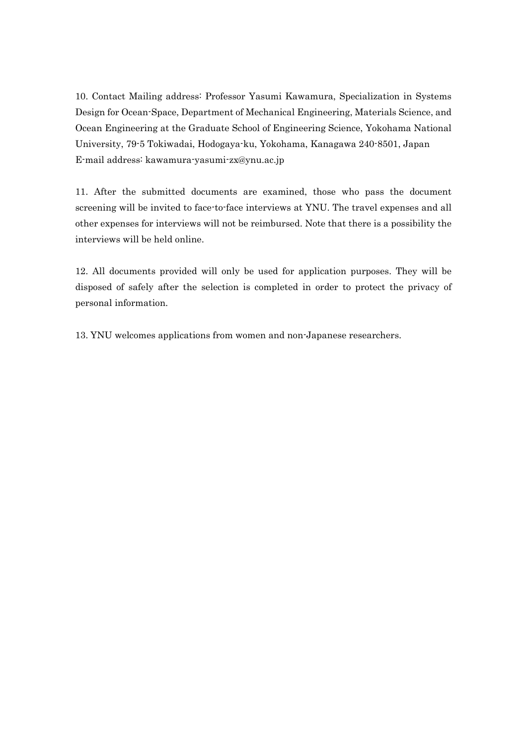10. Contact Mailing address: Professor Yasumi Kawamura, Specialization in Systems Design for Ocean-Space, Department of Mechanical Engineering, Materials Science, and Ocean Engineering at the Graduate School of Engineering Science, Yokohama National University, 79-5 Tokiwadai, Hodogaya-ku, Yokohama, Kanagawa 240-8501, Japan
E-mail address: kawamura-yasumi-zx@ynu.ac.jp

11. After the submitted documents are examined, those who pass the document screening will be invited to face-to-face interviews at YNU. The travel expenses and all other expenses for interviews will not be reimbursed. Note that there is a possibility the interviews will be held online.

12. All documents provided will only be used for application purposes. They will be disposed of safely after the selection is completed in order to protect the privacy of personal information.

13. YNU welcomes applications from women and non-Japanese researchers.